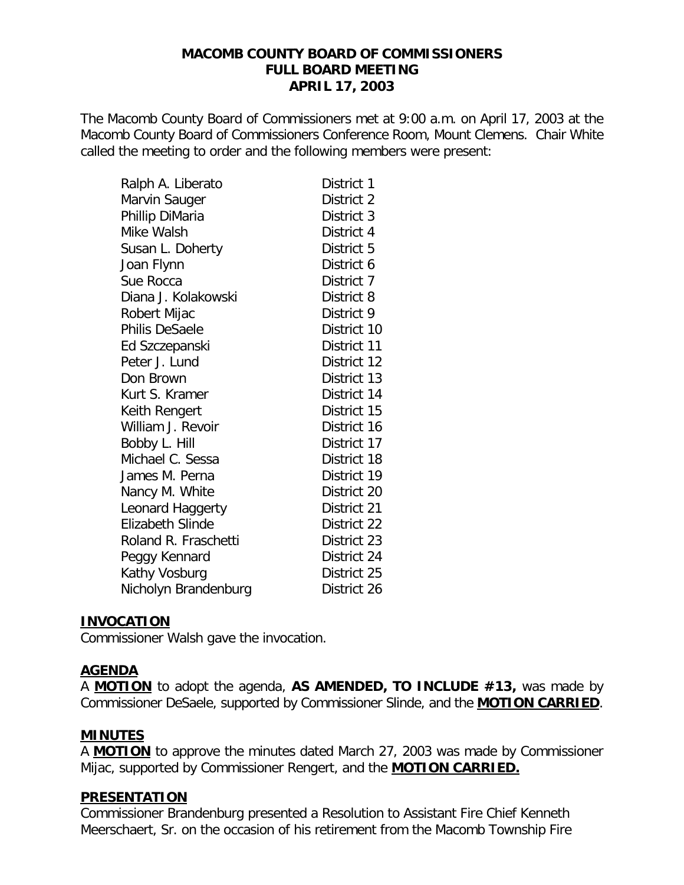**MACOMB COUNTY BOARD OF COMMISSIONERS**
**FULL BOARD MEETING**
**APRIL 17, 2003**

The Macomb County Board of Commissioners met at 9:00 a.m. on April 17, 2003 at the Macomb County Board of Commissioners Conference Room, Mount Clemens. Chair White called the meeting to order and the following members were present:

| | |
|---|---|
| Ralph A. Liberato | District 1 |
| Marvin Sauger | District 2 |
| Phillip DiMaria | District 3 |
| Mike Walsh | District 4 |
| Susan L. Doherty | District 5 |
| Joan Flynn | District 6 |
| Sue Rocca | District 7 |
| Diana J. Kolakowski | District 8 |
| Robert Mijac | District 9 |
| Philis DeSaele | District 10 |
| Ed Szczepanski | District 11 |
| Peter J. Lund | District 12 |
| Don Brown | District 13 |
| Kurt S. Kramer | District 14 |
| Keith Rengert | District 15 |
| William J. Revoir | District 16 |
| Bobby L. Hill | District 17 |
| Michael C. Sessa | District 18 |
| James M. Perna | District 19 |
| Nancy M. White | District 20 |
| Leonard Haggerty | District 21 |
| Elizabeth Slinde | District 22 |
| Roland R. Fraschetti | District 23 |
| Peggy Kennard | District 24 |
| Kathy Vosburg | District 25 |
| Nicholyn Brandenburg | District 26 |

**INVOCATION**

Commissioner Walsh gave the invocation.

**AGENDA**

A **MOTION** to adopt the agenda, **AS AMENDED, TO INCLUDE #13,** was made by Commissioner DeSaele, supported by Commissioner Slinde, and the **MOTION CARRIED**.

**MINUTES**

A **MOTION** to approve the minutes dated March 27, 2003 was made by Commissioner Mijac, supported by Commissioner Rengert, and the **MOTION CARRIED.**

**PRESENTATION**

Commissioner Brandenburg presented a Resolution to Assistant Fire Chief Kenneth Meerschaert, Sr. on the occasion of his retirement from the Macomb Township Fire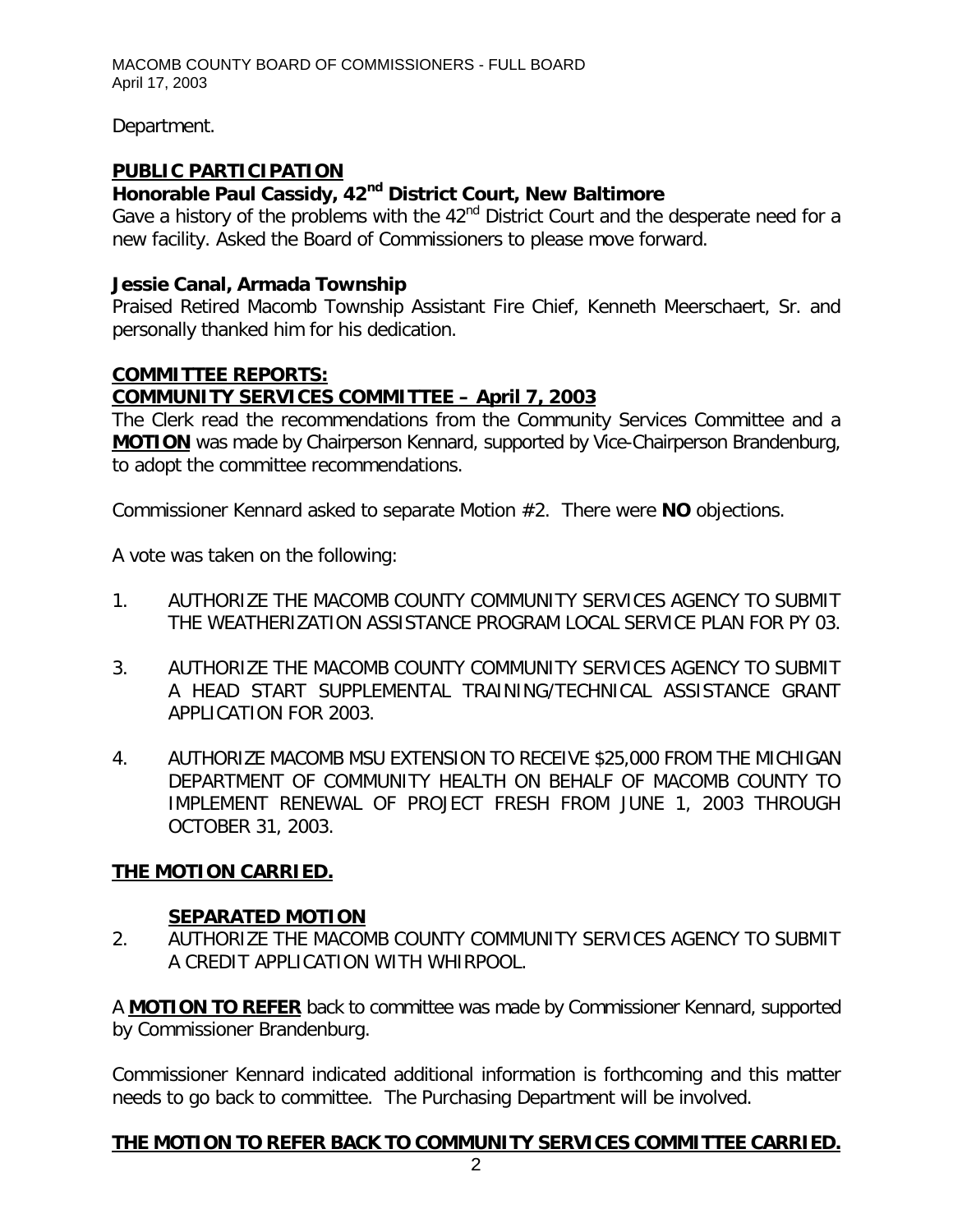Department.

**PUBLIC PARTICIPATION**

**Honorable Paul Cassidy, 42nd District Court, New Baltimore**

Gave a history of the problems with the 42nd District Court and the desperate need for a new facility. Asked the Board of Commissioners to please move forward.

**Jessie Canal, Armada Township**

Praised Retired Macomb Township Assistant Fire Chief, Kenneth Meerschaert, Sr. and personally thanked him for his dedication.

**COMMITTEE REPORTS:**

**COMMUNITY SERVICES COMMITTEE – April 7, 2003**

The Clerk read the recommendations from the Community Services Committee and a **MOTION** was made by Chairperson Kennard, supported by Vice-Chairperson Brandenburg, to adopt the committee recommendations.

Commissioner Kennard asked to separate Motion #2. There were **NO** objections.

A vote was taken on the following:

1. AUTHORIZE THE MACOMB COUNTY COMMUNITY SERVICES AGENCY TO SUBMIT THE WEATHERIZATION ASSISTANCE PROGRAM LOCAL SERVICE PLAN FOR PY 03.

3. AUTHORIZE THE MACOMB COUNTY COMMUNITY SERVICES AGENCY TO SUBMIT A HEAD START SUPPLEMENTAL TRAINING/TECHNICAL ASSISTANCE GRANT APPLICATION FOR 2003.

4. AUTHORIZE MACOMB MSU EXTENSION TO RECEIVE $25,000 FROM THE MICHIGAN DEPARTMENT OF COMMUNITY HEALTH ON BEHALF OF MACOMB COUNTY TO IMPLEMENT RENEWAL OF PROJECT FRESH FROM JUNE 1, 2003 THROUGH OCTOBER 31, 2003.

**THE MOTION CARRIED.**

**SEPARATED MOTION**

2. AUTHORIZE THE MACOMB COUNTY COMMUNITY SERVICES AGENCY TO SUBMIT A CREDIT APPLICATION WITH WHIRPOOL.

A **MOTION TO REFER** back to committee was made by Commissioner Kennard, supported by Commissioner Brandenburg.

Commissioner Kennard indicated additional information is forthcoming and this matter needs to go back to committee. The Purchasing Department will be involved.

**THE MOTION TO REFER BACK TO COMMUNITY SERVICES COMMITTEE CARRIED.**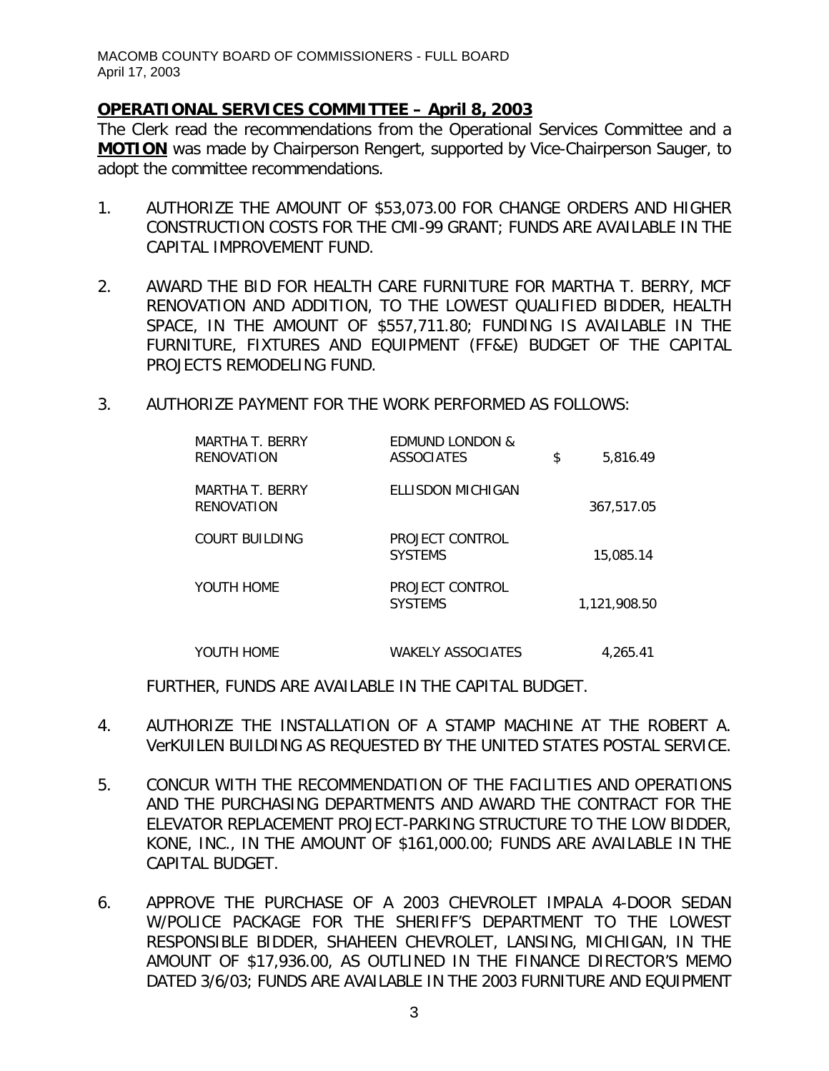## OPERATIONAL SERVICES COMMITTEE – April 8, 2003

The Clerk read the recommendations from the Operational Services Committee and a **MOTION** was made by Chairperson Rengert, supported by Vice-Chairperson Sauger, to adopt the committee recommendations.

1. AUTHORIZE THE AMOUNT OF $53,073.00 FOR CHANGE ORDERS AND HIGHER CONSTRUCTION COSTS FOR THE CMI-99 GRANT; FUNDS ARE AVAILABLE IN THE CAPITAL IMPROVEMENT FUND.

2. AWARD THE BID FOR HEALTH CARE FURNITURE FOR MARTHA T. BERRY, MCF RENOVATION AND ADDITION, TO THE LOWEST QUALIFIED BIDDER, HEALTH SPACE, IN THE AMOUNT OF $557,711.80; FUNDING IS AVAILABLE IN THE FURNITURE, FIXTURES AND EQUIPMENT (FF&E) BUDGET OF THE CAPITAL PROJECTS REMODELING FUND.

3. AUTHORIZE PAYMENT FOR THE WORK PERFORMED AS FOLLOWS:

| | | |
|---|---|---|
| MARTHA T. BERRY RENOVATION | EDMUND LONDON & ASSOCIATES | $ 5,816.49 |
| MARTHA T. BERRY RENOVATION | ELLISDON MICHIGAN | 367,517.05 |
| COURT BUILDING | PROJECT CONTROL SYSTEMS | 15,085.14 |
| YOUTH HOME | PROJECT CONTROL SYSTEMS | 1,121,908.50 |
| YOUTH HOME | WAKELY ASSOCIATES | 4,265.41 |

   FURTHER, FUNDS ARE AVAILABLE IN THE CAPITAL BUDGET.

4. AUTHORIZE THE INSTALLATION OF A STAMP MACHINE AT THE ROBERT A. VerKUILEN BUILDING AS REQUESTED BY THE UNITED STATES POSTAL SERVICE.

5. CONCUR WITH THE RECOMMENDATION OF THE FACILITIES AND OPERATIONS AND THE PURCHASING DEPARTMENTS AND AWARD THE CONTRACT FOR THE ELEVATOR REPLACEMENT PROJECT-PARKING STRUCTURE TO THE LOW BIDDER, KONE, INC., IN THE AMOUNT OF $161,000.00; FUNDS ARE AVAILABLE IN THE CAPITAL BUDGET.

6. APPROVE THE PURCHASE OF A 2003 CHEVROLET IMPALA 4-DOOR SEDAN W/POLICE PACKAGE FOR THE SHERIFF'S DEPARTMENT TO THE LOWEST RESPONSIBLE BIDDER, SHAHEEN CHEVROLET, LANSING, MICHIGAN, IN THE AMOUNT OF $17,936.00, AS OUTLINED IN THE FINANCE DIRECTOR'S MEMO DATED 3/6/03; FUNDS ARE AVAILABLE IN THE 2003 FURNITURE AND EQUIPMENT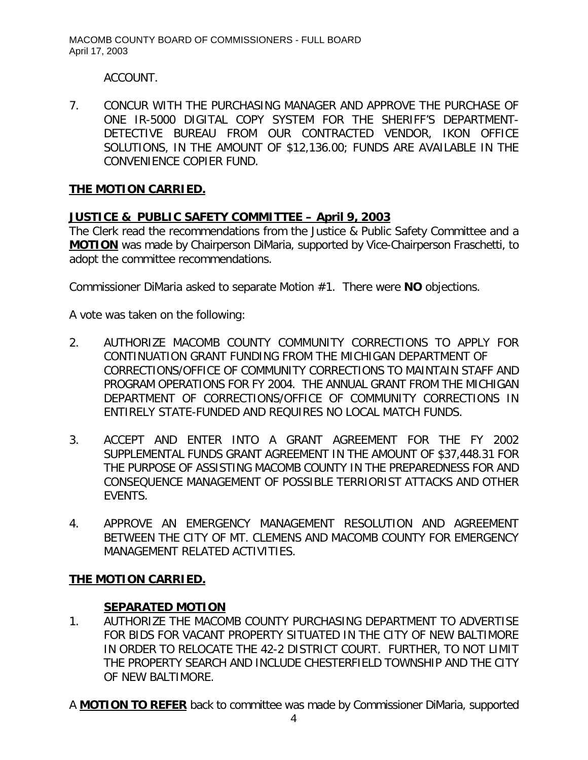ACCOUNT.

7. CONCUR WITH THE PURCHASING MANAGER AND APPROVE THE PURCHASE OF ONE IR-5000 DIGITAL COPY SYSTEM FOR THE SHERIFF'S DEPARTMENT-DETECTIVE BUREAU FROM OUR CONTRACTED VENDOR, IKON OFFICE SOLUTIONS, IN THE AMOUNT OF $12,136.00; FUNDS ARE AVAILABLE IN THE CONVENIENCE COPIER FUND.

**THE MOTION CARRIED.**

**JUSTICE & PUBLIC SAFETY COMMITTEE – April 9, 2003**

The Clerk read the recommendations from the Justice & Public Safety Committee and a **MOTION** was made by Chairperson DiMaria, supported by Vice-Chairperson Fraschetti, to adopt the committee recommendations.

Commissioner DiMaria asked to separate Motion #1. There were **NO** objections.

A vote was taken on the following:

2. AUTHORIZE MACOMB COUNTY COMMUNITY CORRECTIONS TO APPLY FOR CONTINUATION GRANT FUNDING FROM THE MICHIGAN DEPARTMENT OF CORRECTIONS/OFFICE OF COMMUNITY CORRECTIONS TO MAINTAIN STAFF AND PROGRAM OPERATIONS FOR FY 2004. THE ANNUAL GRANT FROM THE MICHIGAN DEPARTMENT OF CORRECTIONS/OFFICE OF COMMUNITY CORRECTIONS IN ENTIRELY STATE-FUNDED AND REQUIRES NO LOCAL MATCH FUNDS.

3. ACCEPT AND ENTER INTO A GRANT AGREEMENT FOR THE FY 2002 SUPPLEMENTAL FUNDS GRANT AGREEMENT IN THE AMOUNT OF $37,448.31 FOR THE PURPOSE OF ASSISTING MACOMB COUNTY IN THE PREPAREDNESS FOR AND CONSEQUENCE MANAGEMENT OF POSSIBLE TERRIORIST ATTACKS AND OTHER EVENTS.

4. APPROVE AN EMERGENCY MANAGEMENT RESOLUTION AND AGREEMENT BETWEEN THE CITY OF MT. CLEMENS AND MACOMB COUNTY FOR EMERGENCY MANAGEMENT RELATED ACTIVITIES.

**THE MOTION CARRIED.**

**SEPARATED MOTION**

1. AUTHORIZE THE MACOMB COUNTY PURCHASING DEPARTMENT TO ADVERTISE FOR BIDS FOR VACANT PROPERTY SITUATED IN THE CITY OF NEW BALTIMORE IN ORDER TO RELOCATE THE 42-2 DISTRICT COURT. FURTHER, TO NOT LIMIT THE PROPERTY SEARCH AND INCLUDE CHESTERFIELD TOWNSHIP AND THE CITY OF NEW BALTIMORE.

A **MOTION TO REFER** back to committee was made by Commissioner DiMaria, supported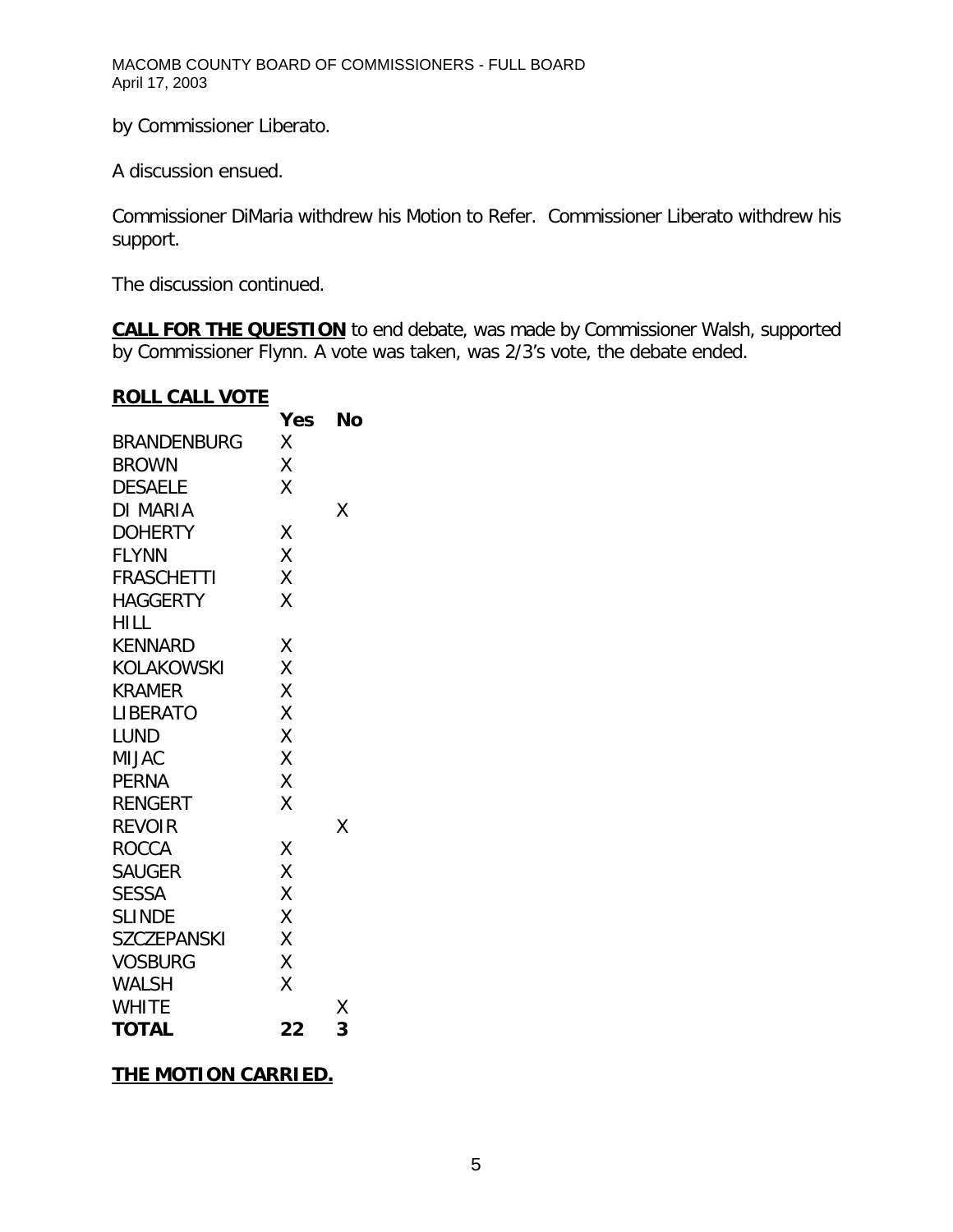by Commissioner Liberato.

A discussion ensued.

Commissioner DiMaria withdrew his Motion to Refer. Commissioner Liberato withdrew his support.

The discussion continued.

**CALL FOR THE QUESTION** to end debate, was made by Commissioner Walsh, supported by Commissioner Flynn. A vote was taken, was 2/3's vote, the debate ended.

**ROLL CALL VOTE**

| | Yes | No |
|---|---|---|
| BRANDENBURG | X | |
| BROWN | X | |
| DESAELE | X | |
| DI MARIA | | X |
| DOHERTY | X | |
| FLYNN | X | |
| FRASCHETTI | X | |
| HAGGERTY | X | |
| HILL | | |
| KENNARD | X | |
| KOLAKOWSKI | X | |
| KRAMER | X | |
| LIBERATO | X | |
| LUND | X | |
| MIJAC | X | |
| PERNA | X | |
| RENGERT | X | |
| REVOIR | | X |
| ROCCA | X | |
| SAUGER | X | |
| SESSA | X | |
| SLINDE | X | |
| SZCZEPANSKI | X | |
| VOSBURG | X | |
| WALSH | X | |
| WHITE | | X |
| **TOTAL** | **22** | **3** |

**THE MOTION CARRIED.**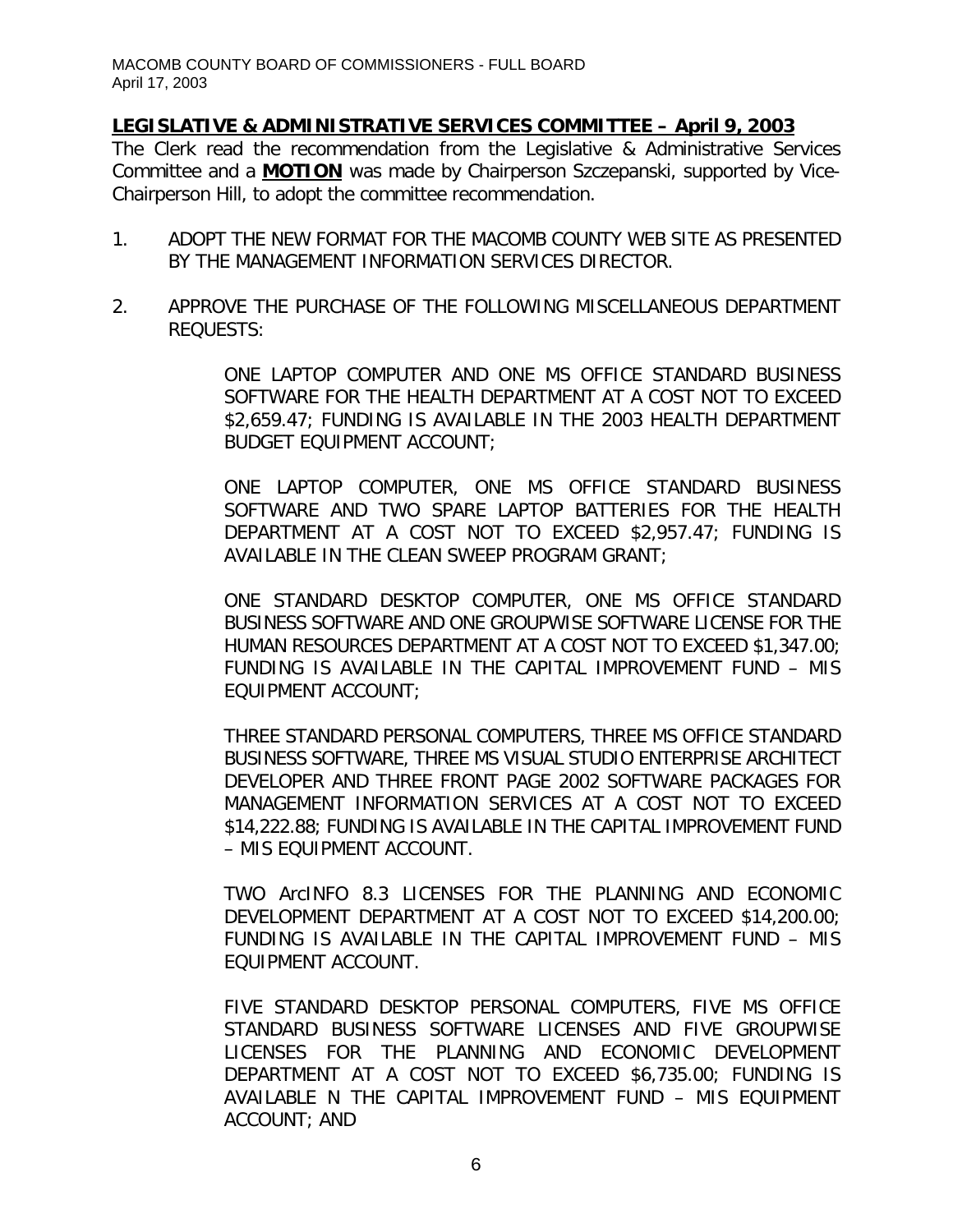**LEGISLATIVE & ADMINISTRATIVE SERVICES COMMITTEE – April 9, 2003**

The Clerk read the recommendation from the Legislative & Administrative Services Committee and a **MOTION** was made by Chairperson Szczepanski, supported by Vice-Chairperson Hill, to adopt the committee recommendation.

1. ADOPT THE NEW FORMAT FOR THE MACOMB COUNTY WEB SITE AS PRESENTED BY THE MANAGEMENT INFORMATION SERVICES DIRECTOR.

2. APPROVE THE PURCHASE OF THE FOLLOWING MISCELLANEOUS DEPARTMENT REQUESTS:

   ONE LAPTOP COMPUTER AND ONE MS OFFICE STANDARD BUSINESS SOFTWARE FOR THE HEALTH DEPARTMENT AT A COST NOT TO EXCEED $2,659.47; FUNDING IS AVAILABLE IN THE 2003 HEALTH DEPARTMENT BUDGET EQUIPMENT ACCOUNT;

   ONE LAPTOP COMPUTER, ONE MS OFFICE STANDARD BUSINESS SOFTWARE AND TWO SPARE LAPTOP BATTERIES FOR THE HEALTH DEPARTMENT AT A COST NOT TO EXCEED $2,957.47; FUNDING IS AVAILABLE IN THE CLEAN SWEEP PROGRAM GRANT;

   ONE STANDARD DESKTOP COMPUTER, ONE MS OFFICE STANDARD BUSINESS SOFTWARE AND ONE GROUPWISE SOFTWARE LICENSE FOR THE HUMAN RESOURCES DEPARTMENT AT A COST NOT TO EXCEED $1,347.00; FUNDING IS AVAILABLE IN THE CAPITAL IMPROVEMENT FUND – MIS EQUIPMENT ACCOUNT;

   THREE STANDARD PERSONAL COMPUTERS, THREE MS OFFICE STANDARD BUSINESS SOFTWARE, THREE MS VISUAL STUDIO ENTERPRISE ARCHITECT DEVELOPER AND THREE FRONT PAGE 2002 SOFTWARE PACKAGES FOR MANAGEMENT INFORMATION SERVICES AT A COST NOT TO EXCEED $14,222.88; FUNDING IS AVAILABLE IN THE CAPITAL IMPROVEMENT FUND – MIS EQUIPMENT ACCOUNT.

   TWO ArcINFO 8.3 LICENSES FOR THE PLANNING AND ECONOMIC DEVELOPMENT DEPARTMENT AT A COST NOT TO EXCEED $14,200.00; FUNDING IS AVAILABLE IN THE CAPITAL IMPROVEMENT FUND – MIS EQUIPMENT ACCOUNT.

   FIVE STANDARD DESKTOP PERSONAL COMPUTERS, FIVE MS OFFICE STANDARD BUSINESS SOFTWARE LICENSES AND FIVE GROUPWISE LICENSES FOR THE PLANNING AND ECONOMIC DEVELOPMENT DEPARTMENT AT A COST NOT TO EXCEED $6,735.00; FUNDING IS AVAILABLE N THE CAPITAL IMPROVEMENT FUND – MIS EQUIPMENT ACCOUNT; AND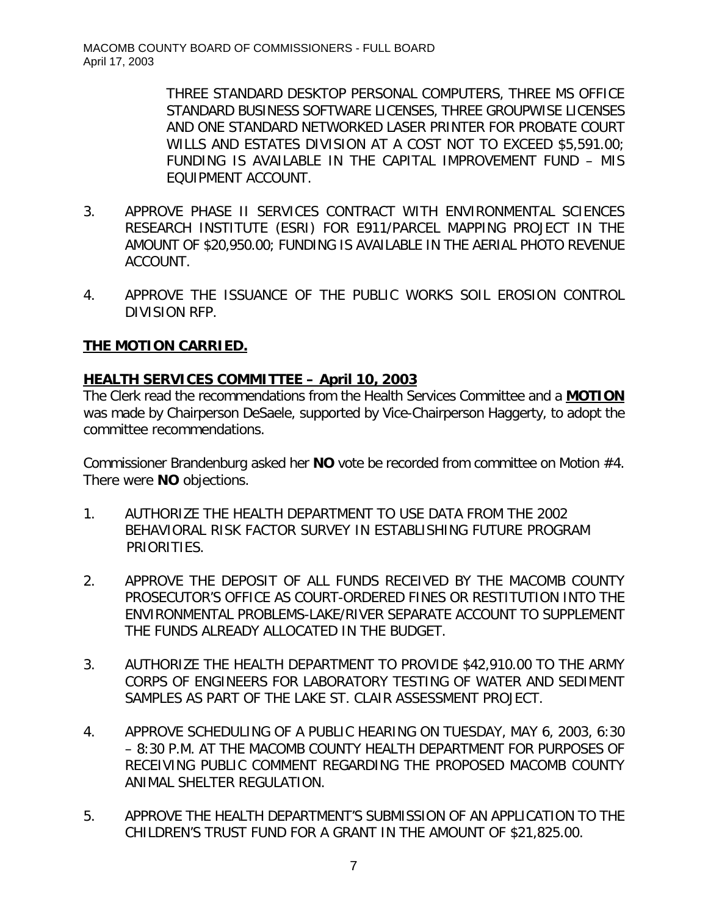THREE STANDARD DESKTOP PERSONAL COMPUTERS, THREE MS OFFICE STANDARD BUSINESS SOFTWARE LICENSES, THREE GROUPWISE LICENSES AND ONE STANDARD NETWORKED LASER PRINTER FOR PROBATE COURT WILLS AND ESTATES DIVISION AT A COST NOT TO EXCEED $5,591.00; FUNDING IS AVAILABLE IN THE CAPITAL IMPROVEMENT FUND – MIS EQUIPMENT ACCOUNT.

3. APPROVE PHASE II SERVICES CONTRACT WITH ENVIRONMENTAL SCIENCES RESEARCH INSTITUTE (ESRI) FOR E911/PARCEL MAPPING PROJECT IN THE AMOUNT OF $20,950.00; FUNDING IS AVAILABLE IN THE AERIAL PHOTO REVENUE ACCOUNT.

4. APPROVE THE ISSUANCE OF THE PUBLIC WORKS SOIL EROSION CONTROL DIVISION RFP.

**THE MOTION CARRIED.**

**HEALTH SERVICES COMMITTEE – April 10, 2003**

The Clerk read the recommendations from the Health Services Committee and a **MOTION** was made by Chairperson DeSaele, supported by Vice-Chairperson Haggerty, to adopt the committee recommendations.

Commissioner Brandenburg asked her **NO** vote be recorded from committee on Motion #4. There were **NO** objections.

1. AUTHORIZE THE HEALTH DEPARTMENT TO USE DATA FROM THE 2002 BEHAVIORAL RISK FACTOR SURVEY IN ESTABLISHING FUTURE PROGRAM PRIORITIES.

2. APPROVE THE DEPOSIT OF ALL FUNDS RECEIVED BY THE MACOMB COUNTY PROSECUTOR'S OFFICE AS COURT-ORDERED FINES OR RESTITUTION INTO THE ENVIRONMENTAL PROBLEMS-LAKE/RIVER SEPARATE ACCOUNT TO SUPPLEMENT THE FUNDS ALREADY ALLOCATED IN THE BUDGET.

3. AUTHORIZE THE HEALTH DEPARTMENT TO PROVIDE $42,910.00 TO THE ARMY CORPS OF ENGINEERS FOR LABORATORY TESTING OF WATER AND SEDIMENT SAMPLES AS PART OF THE LAKE ST. CLAIR ASSESSMENT PROJECT.

4. APPROVE SCHEDULING OF A PUBLIC HEARING ON TUESDAY, MAY 6, 2003, 6:30 – 8:30 P.M. AT THE MACOMB COUNTY HEALTH DEPARTMENT FOR PURPOSES OF RECEIVING PUBLIC COMMENT REGARDING THE PROPOSED MACOMB COUNTY ANIMAL SHELTER REGULATION.

5. APPROVE THE HEALTH DEPARTMENT'S SUBMISSION OF AN APPLICATION TO THE CHILDREN'S TRUST FUND FOR A GRANT IN THE AMOUNT OF $21,825.00.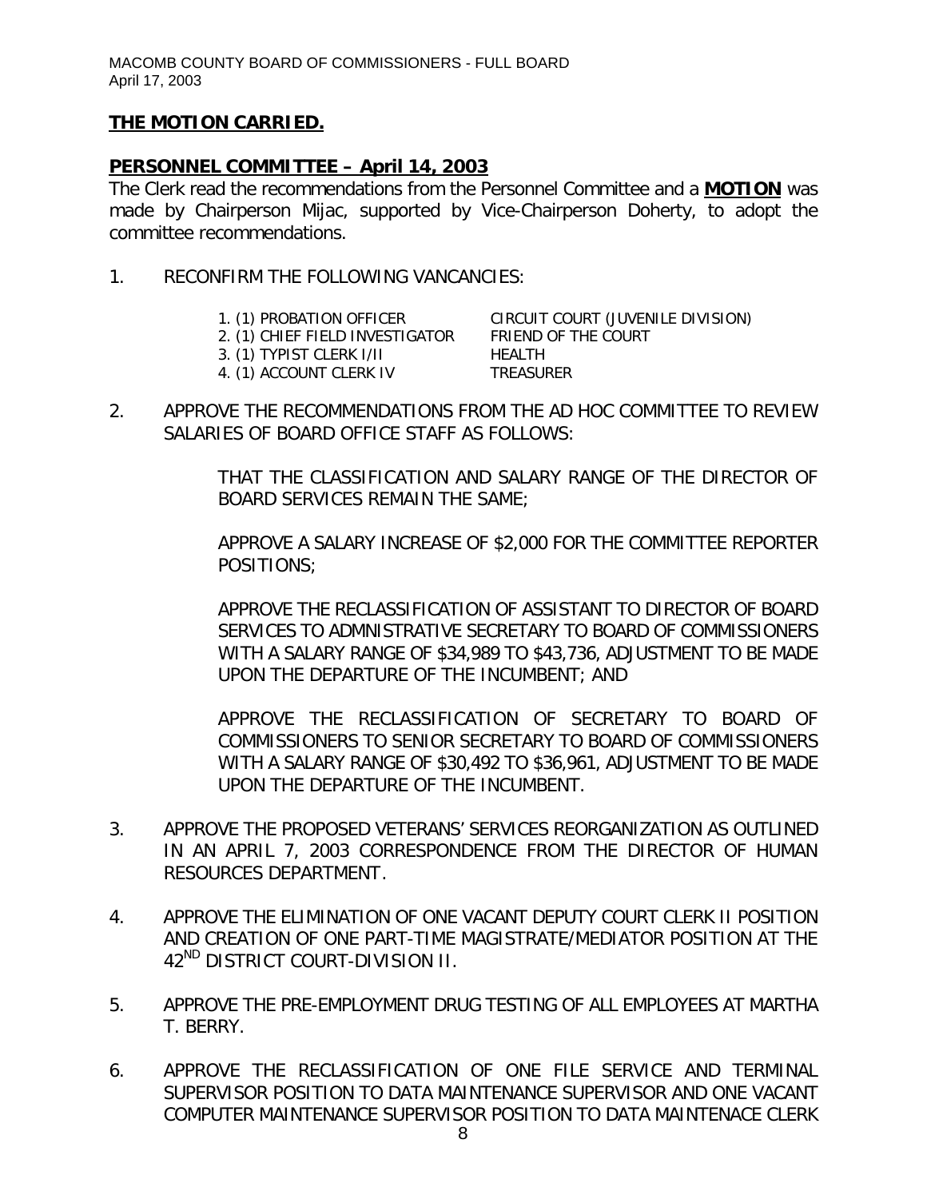**THE MOTION CARRIED.**

## PERSONNEL COMMITTEE – April 14, 2003

The Clerk read the recommendations from the Personnel Committee and a **MOTION** was made by Chairperson Mijac, supported by Vice-Chairperson Doherty, to adopt the committee recommendations.

1. RECONFIRM THE FOLLOWING VANCANCIES:

| | |
|---|---|
| 1. (1) PROBATION OFFICER | CIRCUIT COURT (JUVENILE DIVISION) |
| 2. (1) CHIEF FIELD INVESTIGATOR | FRIEND OF THE COURT |
| 3. (1) TYPIST CLERK I/II | HEALTH |
| 4. (1) ACCOUNT CLERK IV | TREASURER |

2. APPROVE THE RECOMMENDATIONS FROM THE AD HOC COMMITTEE TO REVIEW SALARIES OF BOARD OFFICE STAFF AS FOLLOWS:

   THAT THE CLASSIFICATION AND SALARY RANGE OF THE DIRECTOR OF BOARD SERVICES REMAIN THE SAME;

   APPROVE A SALARY INCREASE OF $2,000 FOR THE COMMITTEE REPORTER POSITIONS;

   APPROVE THE RECLASSIFICATION OF ASSISTANT TO DIRECTOR OF BOARD SERVICES TO ADMNISTRATIVE SECRETARY TO BOARD OF COMMISSIONERS WITH A SALARY RANGE OF $34,989 TO $43,736, ADJUSTMENT TO BE MADE UPON THE DEPARTURE OF THE INCUMBENT; AND

   APPROVE THE RECLASSIFICATION OF SECRETARY TO BOARD OF COMMISSIONERS TO SENIOR SECRETARY TO BOARD OF COMMISSIONERS WITH A SALARY RANGE OF $30,492 TO $36,961, ADJUSTMENT TO BE MADE UPON THE DEPARTURE OF THE INCUMBENT.

3. APPROVE THE PROPOSED VETERANS' SERVICES REORGANIZATION AS OUTLINED IN AN APRIL 7, 2003 CORRESPONDENCE FROM THE DIRECTOR OF HUMAN RESOURCES DEPARTMENT.

4. APPROVE THE ELIMINATION OF ONE VACANT DEPUTY COURT CLERK II POSITION AND CREATION OF ONE PART-TIME MAGISTRATE/MEDIATOR POSITION AT THE 42ND DISTRICT COURT-DIVISION II.

5. APPROVE THE PRE-EMPLOYMENT DRUG TESTING OF ALL EMPLOYEES AT MARTHA T. BERRY.

6. APPROVE THE RECLASSIFICATION OF ONE FILE SERVICE AND TERMINAL SUPERVISOR POSITION TO DATA MAINTENANCE SUPERVISOR AND ONE VACANT COMPUTER MAINTENANCE SUPERVISOR POSITION TO DATA MAINTENACE CLERK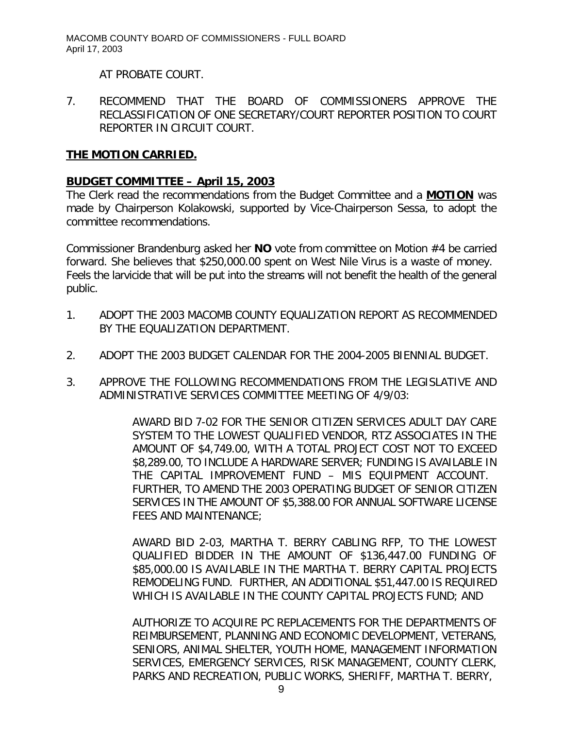AT PROBATE COURT.

7. RECOMMEND THAT THE BOARD OF COMMISSIONERS APPROVE THE RECLASSIFICATION OF ONE SECRETARY/COURT REPORTER POSITION TO COURT REPORTER IN CIRCUIT COURT.

**THE MOTION CARRIED.**

**BUDGET COMMITTEE – April 15, 2003**

The Clerk read the recommendations from the Budget Committee and a **MOTION** was made by Chairperson Kolakowski, supported by Vice-Chairperson Sessa, to adopt the committee recommendations.

Commissioner Brandenburg asked her **NO** vote from committee on Motion #4 be carried forward. She believes that $250,000.00 spent on West Nile Virus is a waste of money. Feels the larvicide that will be put into the streams will not benefit the health of the general public.

1. ADOPT THE 2003 MACOMB COUNTY EQUALIZATION REPORT AS RECOMMENDED BY THE EQUALIZATION DEPARTMENT.

2. ADOPT THE 2003 BUDGET CALENDAR FOR THE 2004-2005 BIENNIAL BUDGET.

3. APPROVE THE FOLLOWING RECOMMENDATIONS FROM THE LEGISLATIVE AND ADMINISTRATIVE SERVICES COMMITTEE MEETING OF 4/9/03:

   AWARD BID 7-02 FOR THE SENIOR CITIZEN SERVICES ADULT DAY CARE SYSTEM TO THE LOWEST QUALIFIED VENDOR, RTZ ASSOCIATES IN THE AMOUNT OF $4,749.00, WITH A TOTAL PROJECT COST NOT TO EXCEED $8,289.00, TO INCLUDE A HARDWARE SERVER; FUNDING IS AVAILABLE IN THE CAPITAL IMPROVEMENT FUND – MIS EQUIPMENT ACCOUNT. FURTHER, TO AMEND THE 2003 OPERATING BUDGET OF SENIOR CITIZEN SERVICES IN THE AMOUNT OF $5,388.00 FOR ANNUAL SOFTWARE LICENSE FEES AND MAINTENANCE;

   AWARD BID 2-03, MARTHA T. BERRY CABLING RFP, TO THE LOWEST QUALIFIED BIDDER IN THE AMOUNT OF $136,447.00 FUNDING OF $85,000.00 IS AVAILABLE IN THE MARTHA T. BERRY CAPITAL PROJECTS REMODELING FUND. FURTHER, AN ADDITIONAL $51,447.00 IS REQUIRED WHICH IS AVAILABLE IN THE COUNTY CAPITAL PROJECTS FUND; AND

   AUTHORIZE TO ACQUIRE PC REPLACEMENTS FOR THE DEPARTMENTS OF REIMBURSEMENT, PLANNING AND ECONOMIC DEVELOPMENT, VETERANS, SENIORS, ANIMAL SHELTER, YOUTH HOME, MANAGEMENT INFORMATION SERVICES, EMERGENCY SERVICES, RISK MANAGEMENT, COUNTY CLERK, PARKS AND RECREATION, PUBLIC WORKS, SHERIFF, MARTHA T. BERRY,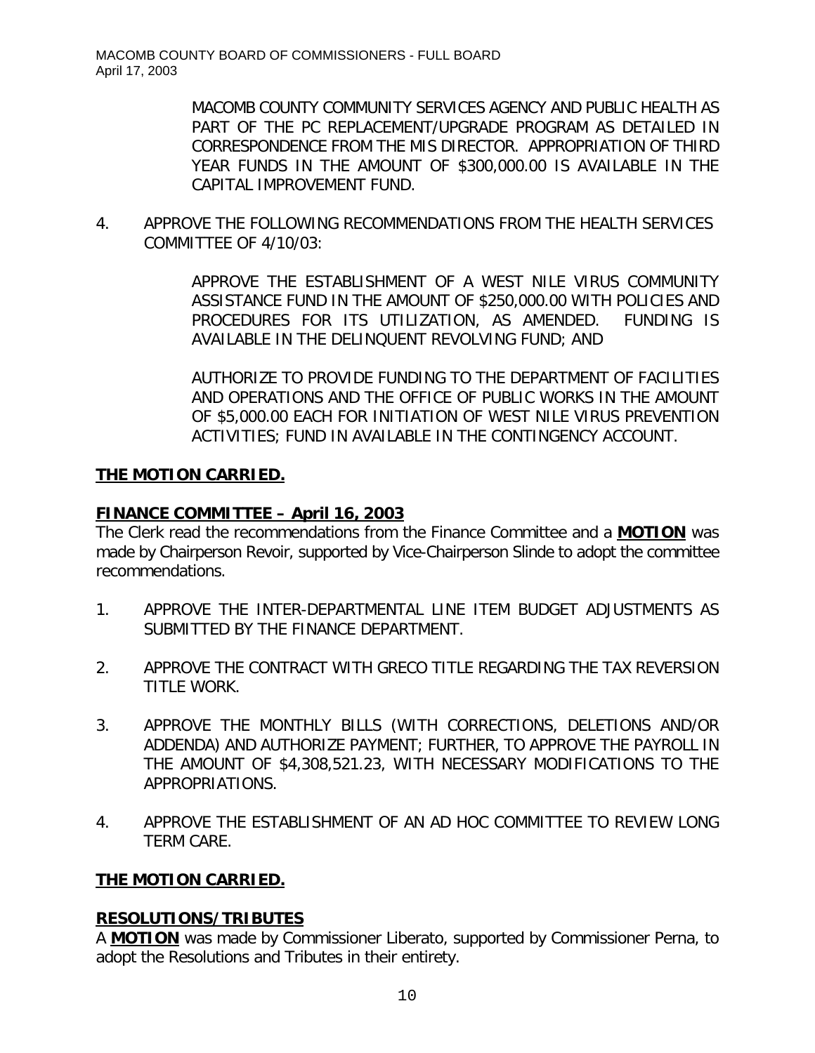MACOMB COUNTY COMMUNITY SERVICES AGENCY AND PUBLIC HEALTH AS PART OF THE PC REPLACEMENT/UPGRADE PROGRAM AS DETAILED IN CORRESPONDENCE FROM THE MIS DIRECTOR. APPROPRIATION OF THIRD YEAR FUNDS IN THE AMOUNT OF $300,000.00 IS AVAILABLE IN THE CAPITAL IMPROVEMENT FUND.

4. APPROVE THE FOLLOWING RECOMMENDATIONS FROM THE HEALTH SERVICES COMMITTEE OF 4/10/03:

   APPROVE THE ESTABLISHMENT OF A WEST NILE VIRUS COMMUNITY ASSISTANCE FUND IN THE AMOUNT OF $250,000.00 WITH POLICIES AND PROCEDURES FOR ITS UTILIZATION, AS AMENDED. FUNDING IS AVAILABLE IN THE DELINQUENT REVOLVING FUND; AND

   AUTHORIZE TO PROVIDE FUNDING TO THE DEPARTMENT OF FACILITIES AND OPERATIONS AND THE OFFICE OF PUBLIC WORKS IN THE AMOUNT OF $5,000.00 EACH FOR INITIATION OF WEST NILE VIRUS PREVENTION ACTIVITIES; FUND IN AVAILABLE IN THE CONTINGENCY ACCOUNT.

**THE MOTION CARRIED.**

**FINANCE COMMITTEE – April 16, 2003**

The Clerk read the recommendations from the Finance Committee and a **MOTION** was made by Chairperson Revoir, supported by Vice-Chairperson Slinde to adopt the committee recommendations.

1. APPROVE THE INTER-DEPARTMENTAL LINE ITEM BUDGET ADJUSTMENTS AS SUBMITTED BY THE FINANCE DEPARTMENT.

2. APPROVE THE CONTRACT WITH GRECO TITLE REGARDING THE TAX REVERSION TITLE WORK.

3. APPROVE THE MONTHLY BILLS (WITH CORRECTIONS, DELETIONS AND/OR ADDENDA) AND AUTHORIZE PAYMENT; FURTHER, TO APPROVE THE PAYROLL IN THE AMOUNT OF $4,308,521.23, WITH NECESSARY MODIFICATIONS TO THE APPROPRIATIONS.

4. APPROVE THE ESTABLISHMENT OF AN AD HOC COMMITTEE TO REVIEW LONG TERM CARE.

**THE MOTION CARRIED.**

**RESOLUTIONS/TRIBUTES**

A **MOTION** was made by Commissioner Liberato, supported by Commissioner Perna, to adopt the Resolutions and Tributes in their entirety.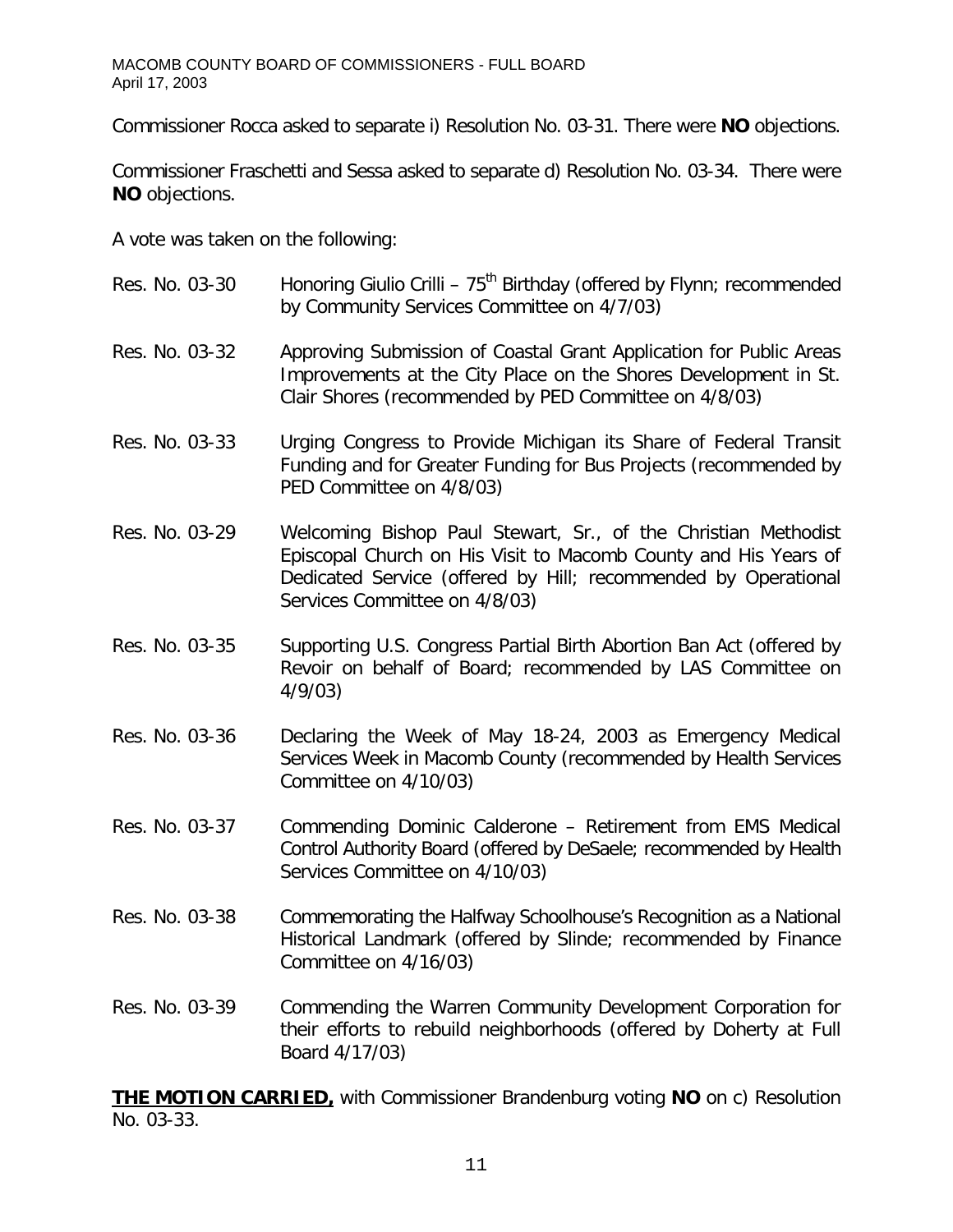Commissioner Rocca asked to separate i) Resolution No. 03-31. There were **NO** objections.

Commissioner Fraschetti and Sessa asked to separate d) Resolution No. 03-34. There were **NO** objections.

A vote was taken on the following:

Res. No. 03-30 Honoring Giulio Crilli – 75th Birthday (offered by Flynn; recommended by Community Services Committee on 4/7/03)

Res. No. 03-32 Approving Submission of Coastal Grant Application for Public Areas Improvements at the City Place on the Shores Development in St. Clair Shores (recommended by PED Committee on 4/8/03)

Res. No. 03-33 Urging Congress to Provide Michigan its Share of Federal Transit Funding and for Greater Funding for Bus Projects (recommended by PED Committee on 4/8/03)

Res. No. 03-29 Welcoming Bishop Paul Stewart, Sr., of the Christian Methodist Episcopal Church on His Visit to Macomb County and His Years of Dedicated Service (offered by Hill; recommended by Operational Services Committee on 4/8/03)

Res. No. 03-35 Supporting U.S. Congress Partial Birth Abortion Ban Act (offered by Revoir on behalf of Board; recommended by LAS Committee on 4/9/03)

Res. No. 03-36 Declaring the Week of May 18-24, 2003 as Emergency Medical Services Week in Macomb County (recommended by Health Services Committee on 4/10/03)

Res. No. 03-37 Commending Dominic Calderone – Retirement from EMS Medical Control Authority Board (offered by DeSaele; recommended by Health Services Committee on 4/10/03)

Res. No. 03-38 Commemorating the Halfway Schoolhouse's Recognition as a National Historical Landmark (offered by Slinde; recommended by Finance Committee on 4/16/03)

Res. No. 03-39 Commending the Warren Community Development Corporation for their efforts to rebuild neighborhoods (offered by Doherty at Full Board 4/17/03)

**THE MOTION CARRIED,** with Commissioner Brandenburg voting **NO** on c) Resolution No. 03-33.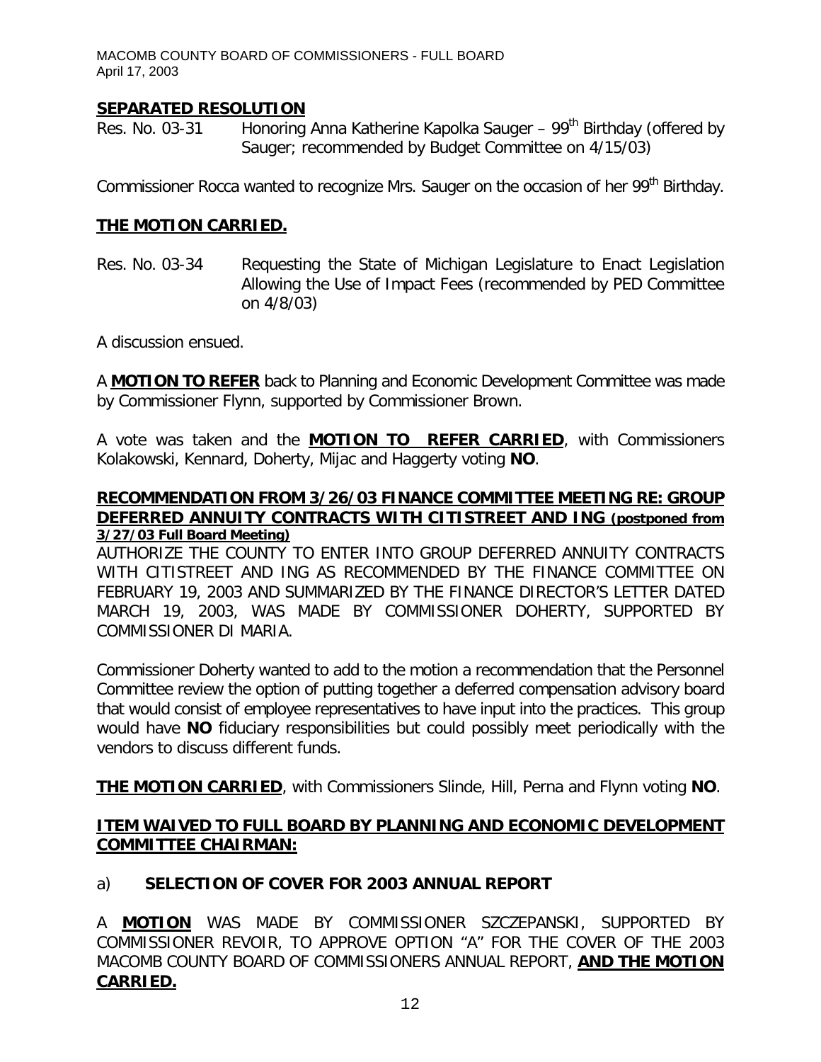## SEPARATED RESOLUTION

Res. No. 03-31 Honoring Anna Katherine Kapolka Sauger – 99th Birthday (offered by Sauger; recommended by Budget Committee on 4/15/03)

Commissioner Rocca wanted to recognize Mrs. Sauger on the occasion of her 99th Birthday.

**THE MOTION CARRIED.**

Res. No. 03-34 Requesting the State of Michigan Legislature to Enact Legislation Allowing the Use of Impact Fees (recommended by PED Committee on 4/8/03)

A discussion ensued.

A **MOTION TO REFER** back to Planning and Economic Development Committee was made by Commissioner Flynn, supported by Commissioner Brown.

A vote was taken and the **MOTION TO REFER CARRIED**, with Commissioners Kolakowski, Kennard, Doherty, Mijac and Haggerty voting **NO**.

## RECOMMENDATION FROM 3/26/03 FINANCE COMMITTEE MEETING RE: GROUP DEFERRED ANNUITY CONTRACTS WITH CITISTREET AND ING (postponed from 3/27/03 Full Board Meeting)

AUTHORIZE THE COUNTY TO ENTER INTO GROUP DEFERRED ANNUITY CONTRACTS WITH CITISTREET AND ING AS RECOMMENDED BY THE FINANCE COMMITTEE ON FEBRUARY 19, 2003 AND SUMMARIZED BY THE FINANCE DIRECTOR'S LETTER DATED MARCH 19, 2003, WAS MADE BY COMMISSIONER DOHERTY, SUPPORTED BY COMMISSIONER DI MARIA.

Commissioner Doherty wanted to add to the motion a recommendation that the Personnel Committee review the option of putting together a deferred compensation advisory board that would consist of employee representatives to have input into the practices. This group would have **NO** fiduciary responsibilities but could possibly meet periodically with the vendors to discuss different funds.

**THE MOTION CARRIED**, with Commissioners Slinde, Hill, Perna and Flynn voting **NO**.

## ITEM WAIVED TO FULL BOARD BY PLANNING AND ECONOMIC DEVELOPMENT COMMITTEE CHAIRMAN:

a) **SELECTION OF COVER FOR 2003 ANNUAL REPORT**

A **MOTION** WAS MADE BY COMMISSIONER SZCZEPANSKI, SUPPORTED BY COMMISSIONER REVOIR, TO APPROVE OPTION "A" FOR THE COVER OF THE 2003 MACOMB COUNTY BOARD OF COMMISSIONERS ANNUAL REPORT, **AND THE MOTION CARRIED.**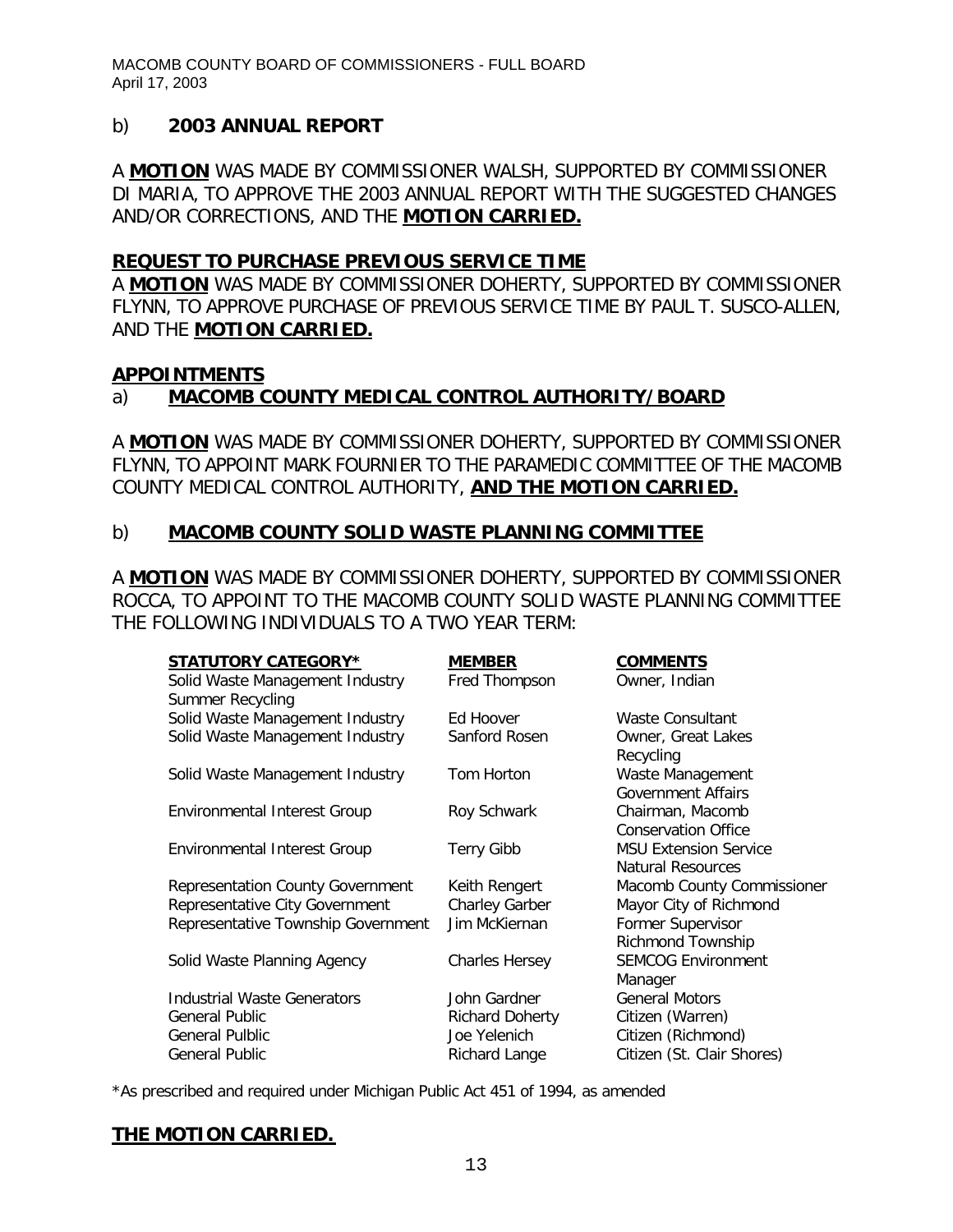b) **2003 ANNUAL REPORT**

A **MOTION** WAS MADE BY COMMISSIONER WALSH, SUPPORTED BY COMMISSIONER DI MARIA, TO APPROVE THE 2003 ANNUAL REPORT WITH THE SUGGESTED CHANGES AND/OR CORRECTIONS, AND THE **MOTION CARRIED.**

**REQUEST TO PURCHASE PREVIOUS SERVICE TIME**

A **MOTION** WAS MADE BY COMMISSIONER DOHERTY, SUPPORTED BY COMMISSIONER FLYNN, TO APPROVE PURCHASE OF PREVIOUS SERVICE TIME BY PAUL T. SUSCO-ALLEN, AND THE **MOTION CARRIED.**

**APPOINTMENTS**

a) **MACOMB COUNTY MEDICAL CONTROL AUTHORITY/BOARD**

A **MOTION** WAS MADE BY COMMISSIONER DOHERTY, SUPPORTED BY COMMISSIONER FLYNN, TO APPOINT MARK FOURNIER TO THE PARAMEDIC COMMITTEE OF THE MACOMB COUNTY MEDICAL CONTROL AUTHORITY, **AND THE MOTION CARRIED.**

b) **MACOMB COUNTY SOLID WASTE PLANNING COMMITTEE**

A **MOTION** WAS MADE BY COMMISSIONER DOHERTY, SUPPORTED BY COMMISSIONER ROCCA, TO APPOINT TO THE MACOMB COUNTY SOLID WASTE PLANNING COMMITTEE THE FOLLOWING INDIVIDUALS TO A TWO YEAR TERM:

| STATUTORY CATEGORY* | MEMBER | COMMENTS |
|---|---|---|
| Solid Waste Management Industry | Fred Thompson | Owner, Indian Summer Recycling |
| Solid Waste Management Industry | Ed Hoover | Waste Consultant |
| Solid Waste Management Industry | Sanford Rosen | Owner, Great Lakes Recycling |
| Solid Waste Management Industry | Tom Horton | Waste Management Government Affairs |
| Environmental Interest Group | Roy Schwark | Chairman, Macomb Conservation Office |
| Environmental Interest Group | Terry Gibb | MSU Extension Service Natural Resources |
| Representation County Government | Keith Rengert | Macomb County Commissioner |
| Representative City Government | Charley Garber | Mayor City of Richmond |
| Representative Township Government | Jim McKiernan | Former Supervisor Richmond Township |
| Solid Waste Planning Agency | Charles Hersey | SEMCOG Environment Manager |
| Industrial Waste Generators | John Gardner | General Motors |
| General Public | Richard Doherty | Citizen (Warren) |
| General Pulblic | Joe Yelenich | Citizen (Richmond) |
| General Public | Richard Lange | Citizen (St. Clair Shores) |

*As prescribed and required under Michigan Public Act 451 of 1994, as amended

**THE MOTION CARRIED.**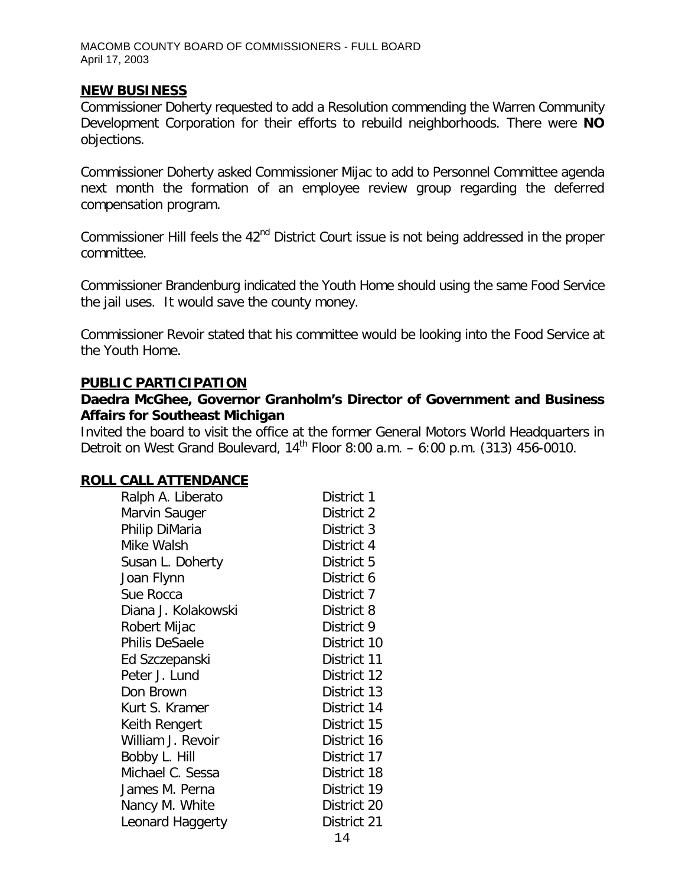## NEW BUSINESS

Commissioner Doherty requested to add a Resolution commending the Warren Community Development Corporation for their efforts to rebuild neighborhoods. There were **NO** objections.

Commissioner Doherty asked Commissioner Mijac to add to Personnel Committee agenda next month the formation of an employee review group regarding the deferred compensation program.

Commissioner Hill feels the 42nd District Court issue is not being addressed in the proper committee.

Commissioner Brandenburg indicated the Youth Home should using the same Food Service the jail uses. It would save the county money.

Commissioner Revoir stated that his committee would be looking into the Food Service at the Youth Home.

## PUBLIC PARTICIPATION

**Daedra McGhee, Governor Granholm's Director of Government and Business Affairs for Southeast Michigan**

Invited the board to visit the office at the former General Motors World Headquarters in Detroit on West Grand Boulevard, 14th Floor 8:00 a.m. – 6:00 p.m. (313) 456-0010.

## ROLL CALL ATTENDANCE

| | |
|---|---|
| Ralph A. Liberato | District 1 |
| Marvin Sauger | District 2 |
| Philip DiMaria | District 3 |
| Mike Walsh | District 4 |
| Susan L. Doherty | District 5 |
| Joan Flynn | District 6 |
| Sue Rocca | District 7 |
| Diana J. Kolakowski | District 8 |
| Robert Mijac | District 9 |
| Philis DeSaele | District 10 |
| Ed Szczepanski | District 11 |
| Peter J. Lund | District 12 |
| Don Brown | District 13 |
| Kurt S. Kramer | District 14 |
| Keith Rengert | District 15 |
| William J. Revoir | District 16 |
| Bobby L. Hill | District 17 |
| Michael C. Sessa | District 18 |
| James M. Perna | District 19 |
| Nancy M. White | District 20 |
| Leonard Haggerty | District 21 |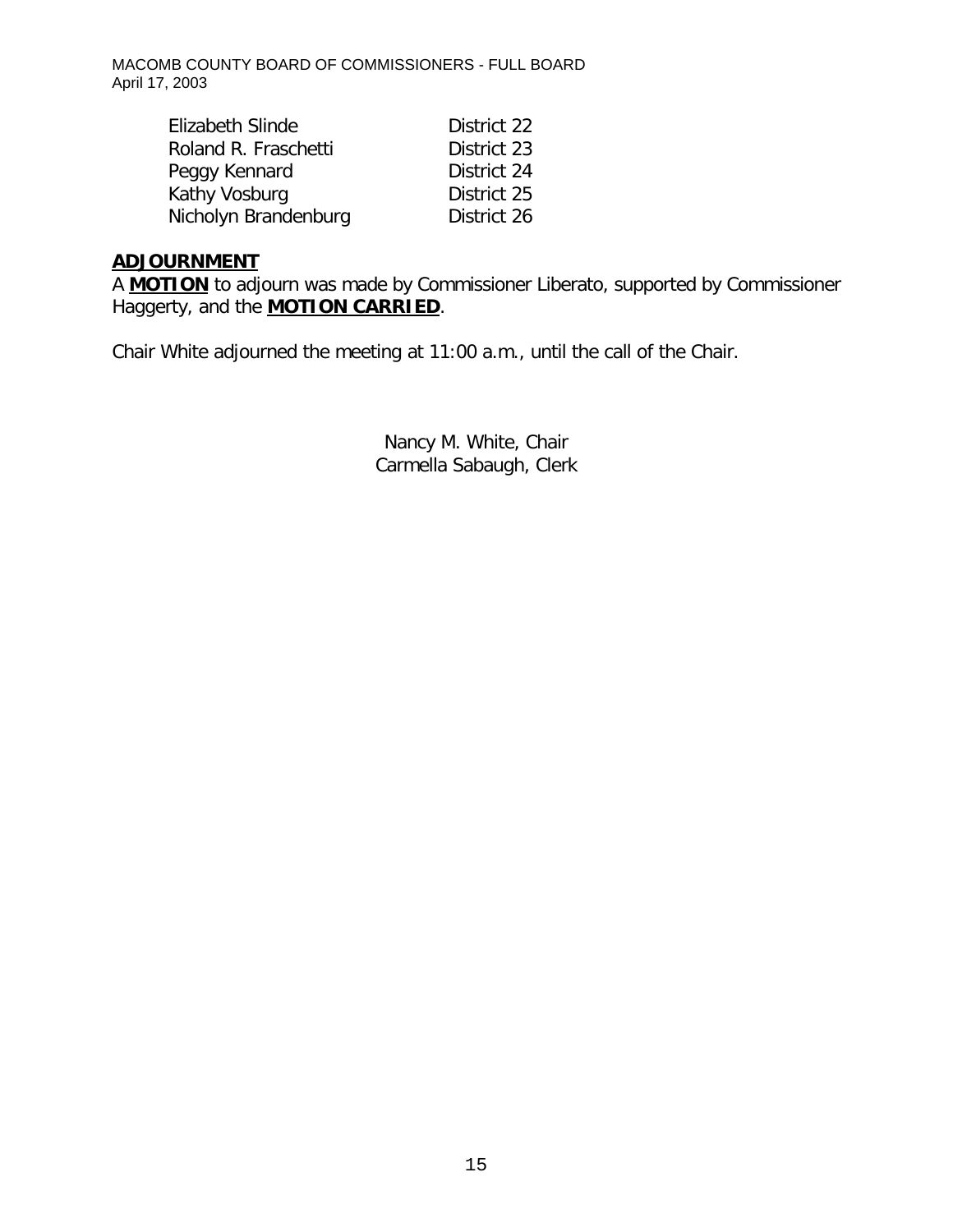| | |
|---|---|
| Elizabeth Slinde | District 22 |
| Roland R. Fraschetti | District 23 |
| Peggy Kennard | District 24 |
| Kathy Vosburg | District 25 |
| Nicholyn Brandenburg | District 26 |

## ADJOURNMENT

A **MOTION** to adjourn was made by Commissioner Liberato, supported by Commissioner Haggerty, and the **MOTION CARRIED**.

Chair White adjourned the meeting at 11:00 a.m., until the call of the Chair.

Nancy M. White, Chair
Carmella Sabaugh, Clerk